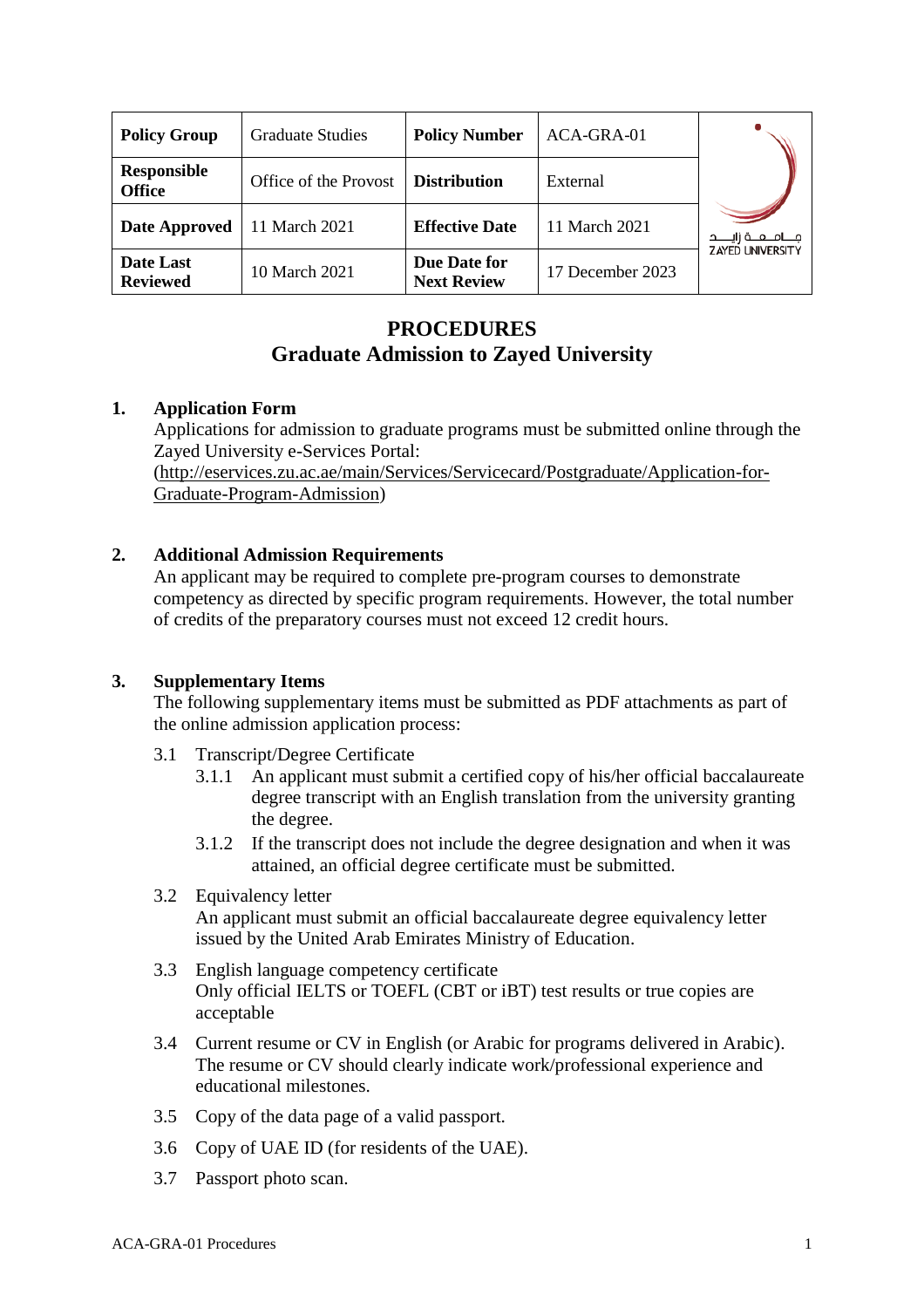| Policy Group | Graduate Studies | Policy Number | ACA-GRA-01 |
|---|---|---|---|
| Responsible Office | Office of the Provost | Distribution | External |
| Date Approved | 11 March 2021 | Effective Date | 11 March 2021 |
| Date Last Reviewed | 10 March 2021 | Due Date for Next Review | 17 December 2023 |

# PROCEDURES
# Graduate Admission to Zayed University

## 1. Application Form

Applications for admission to graduate programs must be submitted online through the Zayed University e-Services Portal:
(http://eservices.zu.ac.ae/main/Services/Servicecard/Postgraduate/Application-for-Graduate-Program-Admission)

## 2. Additional Admission Requirements

An applicant may be required to complete pre-program courses to demonstrate competency as directed by specific program requirements. However, the total number of credits of the preparatory courses must not exceed 12 credit hours.

## 3. Supplementary Items

The following supplementary items must be submitted as PDF attachments as part of the online admission application process:

3.1 Transcript/Degree Certificate

- 3.1.1 An applicant must submit a certified copy of his/her official baccalaureate degree transcript with an English translation from the university granting the degree.
- 3.1.2 If the transcript does not include the degree designation and when it was attained, an official degree certificate must be submitted.

3.2 Equivalency letter
An applicant must submit an official baccalaureate degree equivalency letter issued by the United Arab Emirates Ministry of Education.

3.3 English language competency certificate
Only official IELTS or TOEFL (CBT or iBT) test results or true copies are acceptable

3.4 Current resume or CV in English (or Arabic for programs delivered in Arabic). The resume or CV should clearly indicate work/professional experience and educational milestones.

3.5 Copy of the data page of a valid passport.

3.6 Copy of UAE ID (for residents of the UAE).

3.7 Passport photo scan.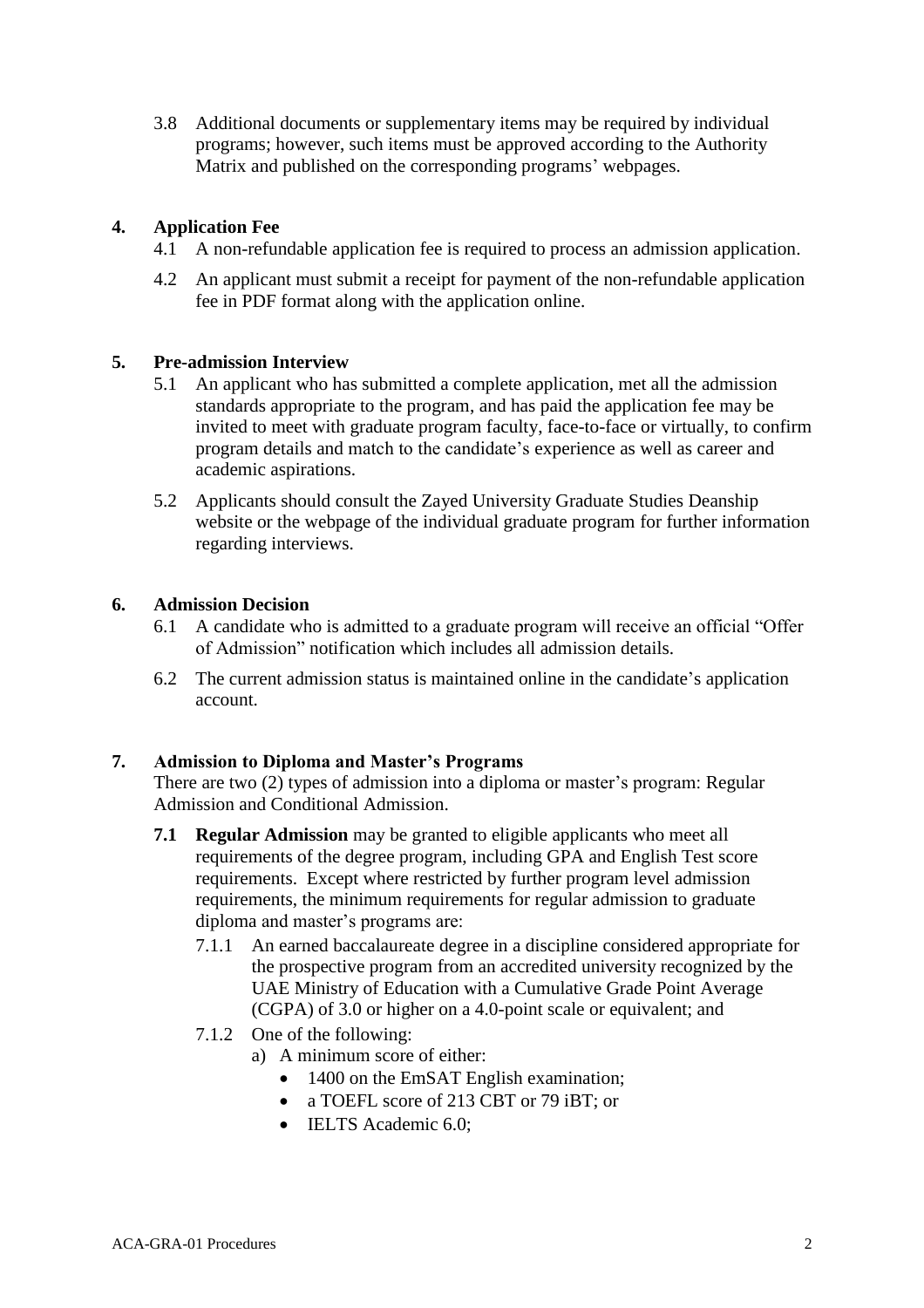3.8 Additional documents or supplementary items may be required by individual programs; however, such items must be approved according to the Authority Matrix and published on the corresponding programs' webpages.

## 4. Application Fee

4.1 A non-refundable application fee is required to process an admission application.

4.2 An applicant must submit a receipt for payment of the non-refundable application fee in PDF format along with the application online.

## 5. Pre-admission Interview

5.1 An applicant who has submitted a complete application, met all the admission standards appropriate to the program, and has paid the application fee may be invited to meet with graduate program faculty, face-to-face or virtually, to confirm program details and match to the candidate's experience as well as career and academic aspirations.

5.2 Applicants should consult the Zayed University Graduate Studies Deanship website or the webpage of the individual graduate program for further information regarding interviews.

## 6. Admission Decision

6.1 A candidate who is admitted to a graduate program will receive an official "Offer of Admission" notification which includes all admission details.

6.2 The current admission status is maintained online in the candidate's application account.

## 7. Admission to Diploma and Master's Programs

There are two (2) types of admission into a diploma or master's program: Regular Admission and Conditional Admission.

**7.1 Regular Admission** may be granted to eligible applicants who meet all requirements of the degree program, including GPA and English Test score requirements. Except where restricted by further program level admission requirements, the minimum requirements for regular admission to graduate diploma and master's programs are:

7.1.1 An earned baccalaureate degree in a discipline considered appropriate for the prospective program from an accredited university recognized by the UAE Ministry of Education with a Cumulative Grade Point Average (CGPA) of 3.0 or higher on a 4.0-point scale or equivalent; and

7.1.2 One of the following:

a) A minimum score of either:
- 1400 on the EmSAT English examination;
- a TOEFL score of 213 CBT or 79 iBT; or
- IELTS Academic 6.0;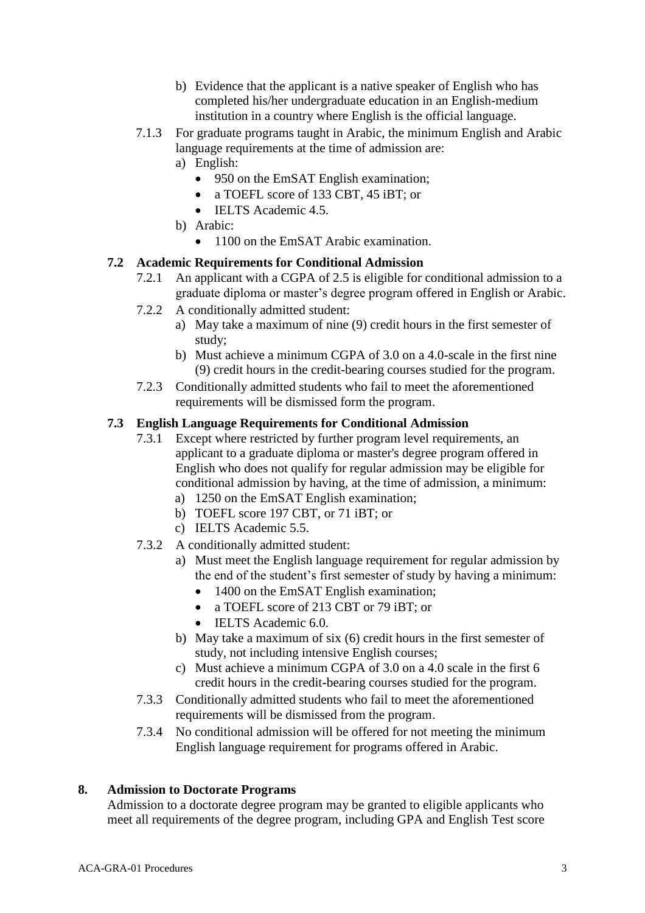b) Evidence that the applicant is a native speaker of English who has completed his/her undergraduate education in an English-medium institution in a country where English is the official language.

7.1.3 For graduate programs taught in Arabic, the minimum English and Arabic language requirements at the time of admission are:

a) English:
- 950 on the EmSAT English examination;
- a TOEFL score of 133 CBT, 45 iBT; or
- IELTS Academic 4.5.

b) Arabic:
- 1100 on the EmSAT Arabic examination.

### 7.2 Academic Requirements for Conditional Admission

7.2.1 An applicant with a CGPA of 2.5 is eligible for conditional admission to a graduate diploma or master's degree program offered in English or Arabic.

7.2.2 A conditionally admitted student:

a) May take a maximum of nine (9) credit hours in the first semester of study;

b) Must achieve a minimum CGPA of 3.0 on a 4.0-scale in the first nine (9) credit hours in the credit-bearing courses studied for the program.

7.2.3 Conditionally admitted students who fail to meet the aforementioned requirements will be dismissed form the program.

### 7.3 English Language Requirements for Conditional Admission

7.3.1 Except where restricted by further program level requirements, an applicant to a graduate diploma or master's degree program offered in English who does not qualify for regular admission may be eligible for conditional admission by having, at the time of admission, a minimum:

a) 1250 on the EmSAT English examination;

b) TOEFL score 197 CBT, or 71 iBT; or

c) IELTS Academic 5.5.

7.3.2 A conditionally admitted student:

a) Must meet the English language requirement for regular admission by the end of the student's first semester of study by having a minimum:
- 1400 on the EmSAT English examination;
- a TOEFL score of 213 CBT or 79 iBT; or
- IELTS Academic 6.0.

b) May take a maximum of six (6) credit hours in the first semester of study, not including intensive English courses;

c) Must achieve a minimum CGPA of 3.0 on a 4.0 scale in the first 6 credit hours in the credit-bearing courses studied for the program.

7.3.3 Conditionally admitted students who fail to meet the aforementioned requirements will be dismissed from the program.

7.3.4 No conditional admission will be offered for not meeting the minimum English language requirement for programs offered in Arabic.

## 8. Admission to Doctorate Programs

Admission to a doctorate degree program may be granted to eligible applicants who meet all requirements of the degree program, including GPA and English Test score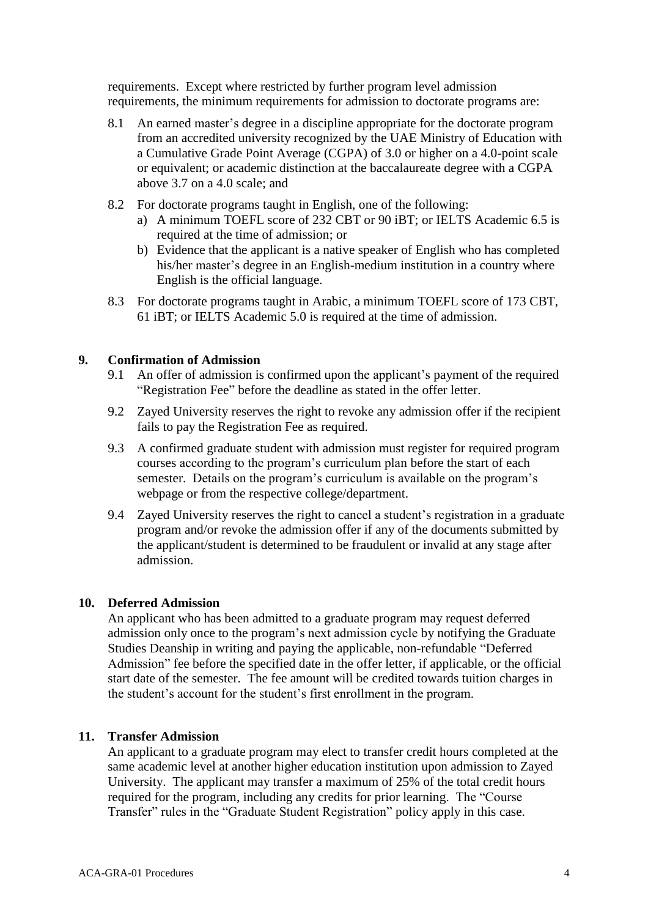requirements. Except where restricted by further program level admission requirements, the minimum requirements for admission to doctorate programs are:

8.1 An earned master's degree in a discipline appropriate for the doctorate program from an accredited university recognized by the UAE Ministry of Education with a Cumulative Grade Point Average (CGPA) of 3.0 or higher on a 4.0-point scale or equivalent; or academic distinction at the baccalaureate degree with a CGPA above 3.7 on a 4.0 scale; and

8.2 For doctorate programs taught in English, one of the following:
   a) A minimum TOEFL score of 232 CBT or 90 iBT; or IELTS Academic 6.5 is required at the time of admission; or
   b) Evidence that the applicant is a native speaker of English who has completed his/her master's degree in an English-medium institution in a country where English is the official language.

8.3 For doctorate programs taught in Arabic, a minimum TOEFL score of 173 CBT, 61 iBT; or IELTS Academic 5.0 is required at the time of admission.

## 9. Confirmation of Admission

9.1 An offer of admission is confirmed upon the applicant's payment of the required "Registration Fee" before the deadline as stated in the offer letter.

9.2 Zayed University reserves the right to revoke any admission offer if the recipient fails to pay the Registration Fee as required.

9.3 A confirmed graduate student with admission must register for required program courses according to the program's curriculum plan before the start of each semester. Details on the program's curriculum is available on the program's webpage or from the respective college/department.

9.4 Zayed University reserves the right to cancel a student's registration in a graduate program and/or revoke the admission offer if any of the documents submitted by the applicant/student is determined to be fraudulent or invalid at any stage after admission.

## 10. Deferred Admission

An applicant who has been admitted to a graduate program may request deferred admission only once to the program's next admission cycle by notifying the Graduate Studies Deanship in writing and paying the applicable, non-refundable "Deferred Admission" fee before the specified date in the offer letter, if applicable, or the official start date of the semester. The fee amount will be credited towards tuition charges in the student's account for the student's first enrollment in the program.

## 11. Transfer Admission

An applicant to a graduate program may elect to transfer credit hours completed at the same academic level at another higher education institution upon admission to Zayed University. The applicant may transfer a maximum of 25% of the total credit hours required for the program, including any credits for prior learning. The "Course Transfer" rules in the "Graduate Student Registration" policy apply in this case.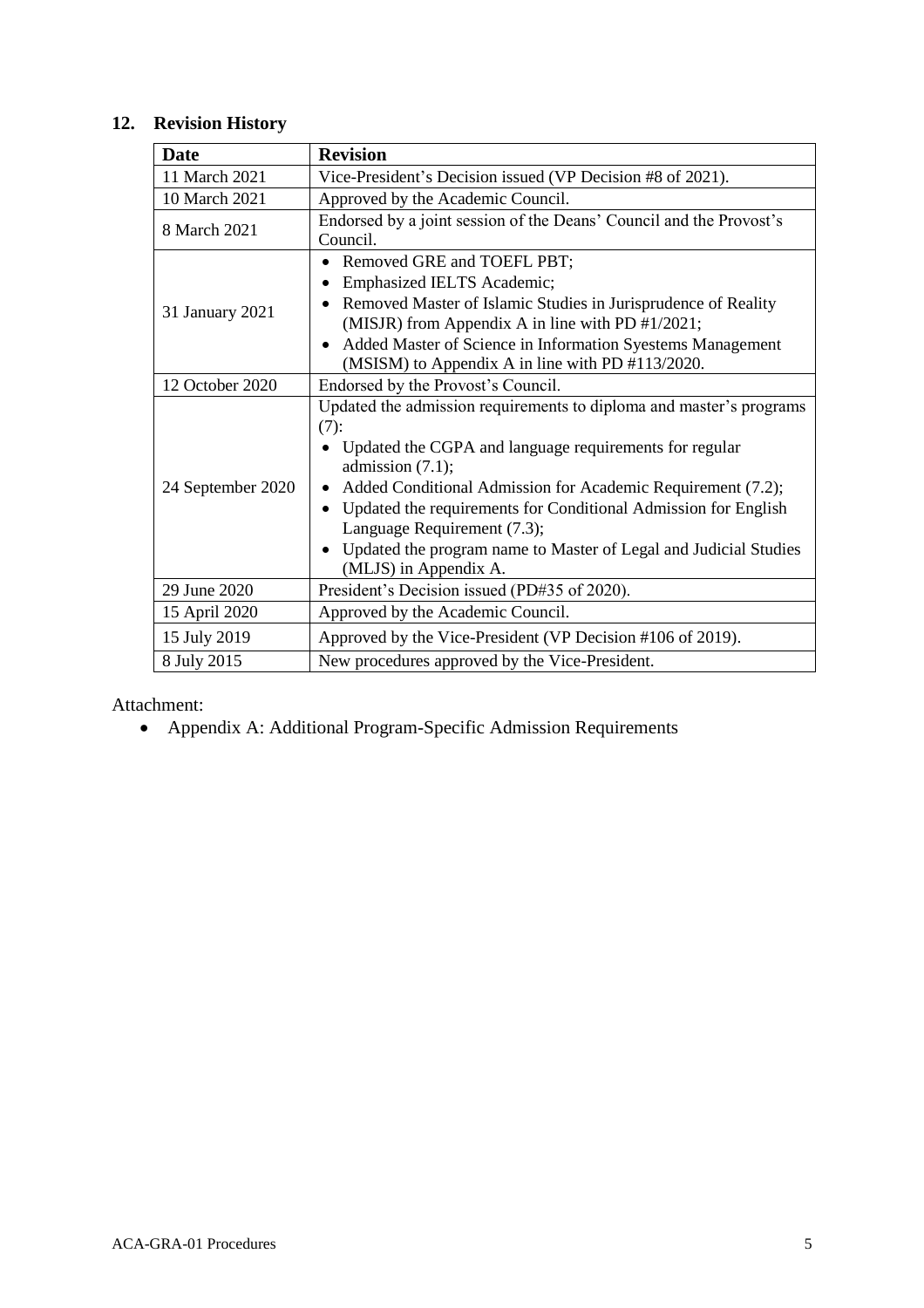## 12. Revision History

| Date | Revision |
| --- | --- |
| 11 March 2021 | Vice-President's Decision issued (VP Decision #8 of 2021). |
| 10 March 2021 | Approved by the Academic Council. |
| 8 March 2021 | Endorsed by a joint session of the Deans' Council and the Provost's Council. |
| 31 January 2021 | • Removed GRE and TOEFL PBT;<br>• Emphasized IELTS Academic;<br>• Removed Master of Islamic Studies in Jurisprudence of Reality (MISJR) from Appendix A in line with PD #1/2021;<br>• Added Master of Science in Information Syestems Management (MSISM) to Appendix A in line with PD #113/2020. |
| 12 October 2020 | Endorsed by the Provost's Council. |
| 24 September 2020 | Updated the admission requirements to diploma and master's programs (7):<br>• Updated the CGPA and language requirements for regular admission (7.1);<br>• Added Conditional Admission for Academic Requirement (7.2);<br>• Updated the requirements for Conditional Admission for English Language Requirement (7.3);<br>• Updated the program name to Master of Legal and Judicial Studies (MLJS) in Appendix A. |
| 29 June 2020 | President's Decision issued (PD#35 of 2020). |
| 15 April 2020 | Approved by the Academic Council. |
| 15 July 2019 | Approved by the Vice-President (VP Decision #106 of 2019). |
| 8 July 2015 | New procedures approved by the Vice-President. |

Attachment:

- Appendix A: Additional Program-Specific Admission Requirements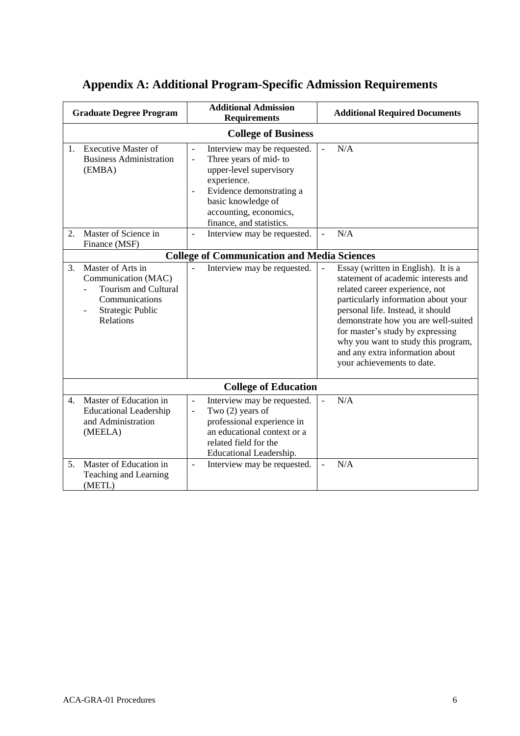# Appendix A: Additional Program-Specific Admission Requirements

| Graduate Degree Program | Additional Admission Requirements | Additional Required Documents |
|---|---|---|
| **College of Business** | | |
| 1. Executive Master of Business Administration (EMBA) | - Interview may be requested.<br>- Three years of mid- to upper-level supervisory experience.<br>- Evidence demonstrating a basic knowledge of accounting, economics, finance, and statistics. | - N/A |
| 2. Master of Science in Finance (MSF) | - Interview may be requested. | - N/A |
| **College of Communication and Media Sciences** | | |
| 3. Master of Arts in Communication (MAC)<br>- Tourism and Cultural Communications<br>- Strategic Public Relations | - Interview may be requested. | - Essay (written in English). It is a statement of academic interests and related career experience, not particularly information about your personal life. Instead, it should demonstrate how you are well-suited for master's study by expressing why you want to study this program, and any extra information about your achievements to date. |
| **College of Education** | | |
| 4. Master of Education in Educational Leadership and Administration (MEELA) | - Interview may be requested.<br>- Two (2) years of professional experience in an educational context or a related field for the Educational Leadership. | - N/A |
| 5. Master of Education in Teaching and Learning (METL) | - Interview may be requested. | - N/A |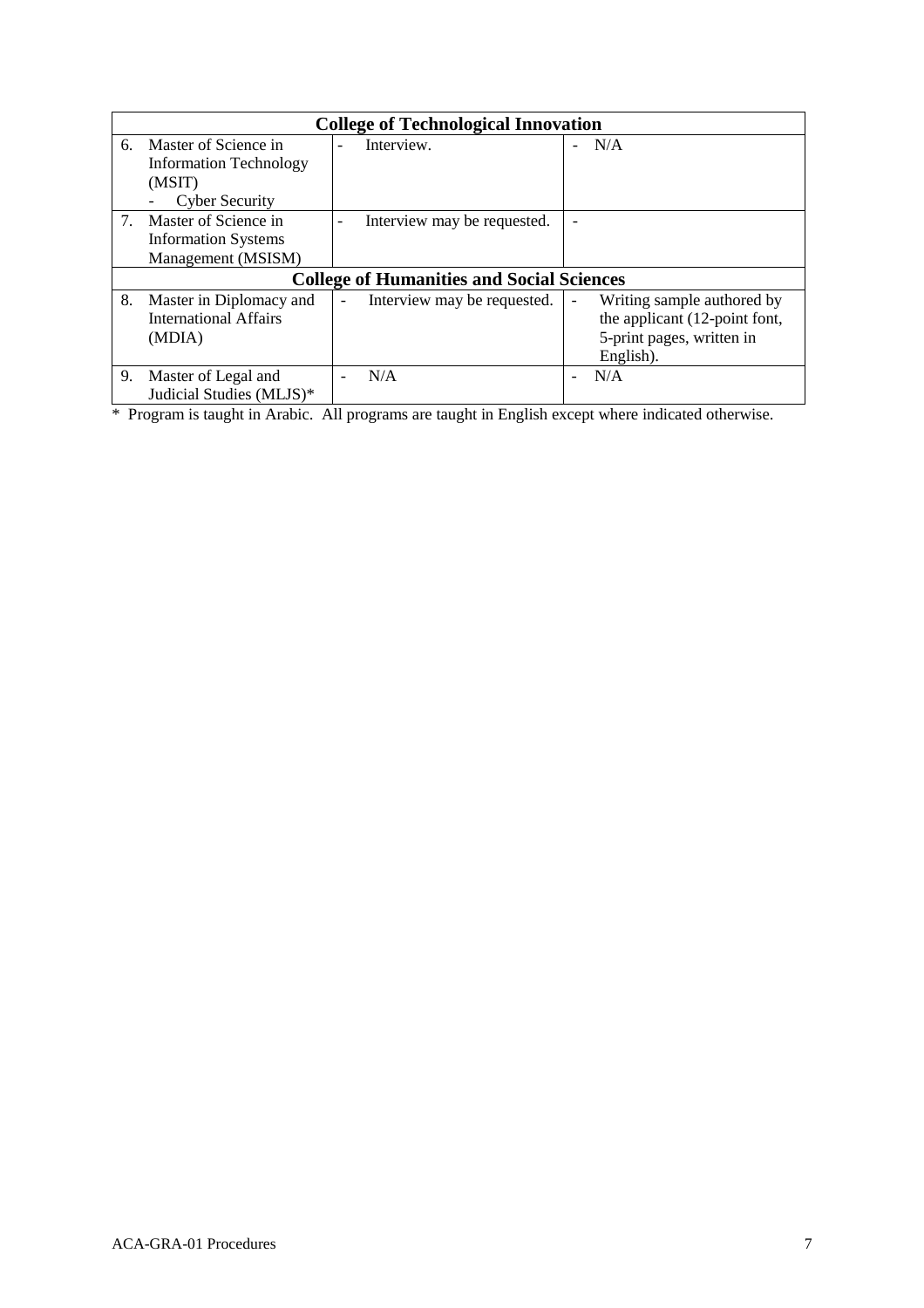| | | |
|---|---|---|
| **College of Technological Innovation** | | |
| 6. Master of Science in Information Technology (MSIT)<br>- Cyber Security | - Interview. | - N/A |
| 7. Master of Science in Information Systems Management (MSISM) | - Interview may be requested. | - |
| **College of Humanities and Social Sciences** | | |
| 8. Master in Diplomacy and International Affairs (MDIA) | - Interview may be requested. | - Writing sample authored by the applicant (12-point font, 5-print pages, written in English). |
| 9. Master of Legal and Judicial Studies (MLJS)* | - N/A | - N/A |

* Program is taught in Arabic. All programs are taught in English except where indicated otherwise.